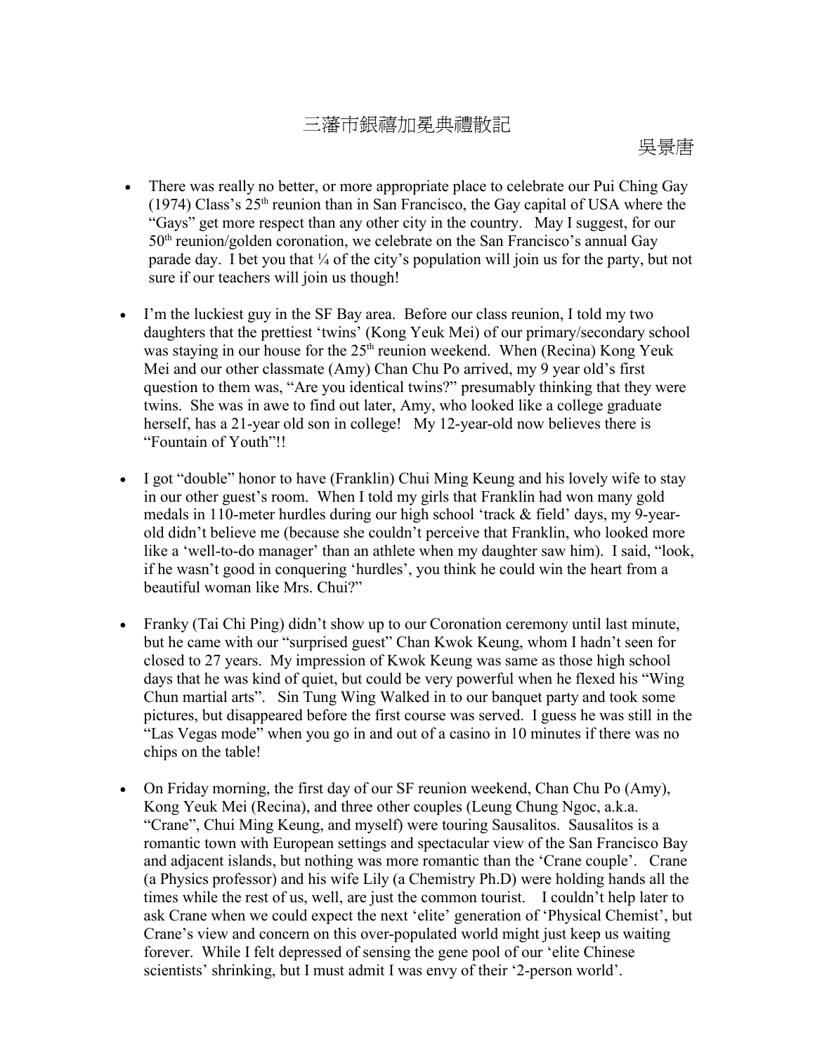# 三藩市銀禧加冕典禮散記

吳景唐

- There was really no better, or more appropriate place to celebrate our Pui Ching Gay (1974) Class's 25th reunion than in San Francisco, the Gay capital of USA where the "Gays" get more respect than any other city in the country. May I suggest, for our 50th reunion/golden coronation, we celebrate on the San Francisco's annual Gay parade day. I bet you that ¼ of the city's population will join us for the party, but not sure if our teachers will join us though!

- I'm the luckiest guy in the SF Bay area. Before our class reunion, I told my two daughters that the prettiest 'twins' (Kong Yeuk Mei) of our primary/secondary school was staying in our house for the 25th reunion weekend. When (Recina) Kong Yeuk Mei and our other classmate (Amy) Chan Chu Po arrived, my 9 year old's first question to them was, "Are you identical twins?" presumably thinking that they were twins. She was in awe to find out later, Amy, who looked like a college graduate herself, has a 21-year old son in college! My 12-year-old now believes there is "Fountain of Youth"!!

- I got "double" honor to have (Franklin) Chui Ming Keung and his lovely wife to stay in our other guest's room. When I told my girls that Franklin had won many gold medals in 110-meter hurdles during our high school 'track & field' days, my 9-year-old didn't believe me (because she couldn't perceive that Franklin, who looked more like a 'well-to-do manager' than an athlete when my daughter saw him). I said, "look, if he wasn't good in conquering 'hurdles', you think he could win the heart from a beautiful woman like Mrs. Chui?"

- Franky (Tai Chi Ping) didn't show up to our Coronation ceremony until last minute, but he came with our "surprised guest" Chan Kwok Keung, whom I hadn't seen for closed to 27 years. My impression of Kwok Keung was same as those high school days that he was kind of quiet, but could be very powerful when he flexed his "Wing Chun martial arts". Sin Tung Wing Walked in to our banquet party and took some pictures, but disappeared before the first course was served. I guess he was still in the "Las Vegas mode" when you go in and out of a casino in 10 minutes if there was no chips on the table!

- On Friday morning, the first day of our SF reunion weekend, Chan Chu Po (Amy), Kong Yeuk Mei (Recina), and three other couples (Leung Chung Ngoc, a.k.a. "Crane", Chui Ming Keung, and myself) were touring Sausalitos. Sausalitos is a romantic town with European settings and spectacular view of the San Francisco Bay and adjacent islands, but nothing was more romantic than the 'Crane couple'. Crane (a Physics professor) and his wife Lily (a Chemistry Ph.D) were holding hands all the times while the rest of us, well, are just the common tourist. I couldn't help later to ask Crane when we could expect the next 'elite' generation of 'Physical Chemist', but Crane's view and concern on this over-populated world might just keep us waiting forever. While I felt depressed of sensing the gene pool of our 'elite Chinese scientists' shrinking, but I must admit I was envy of their '2-person world'.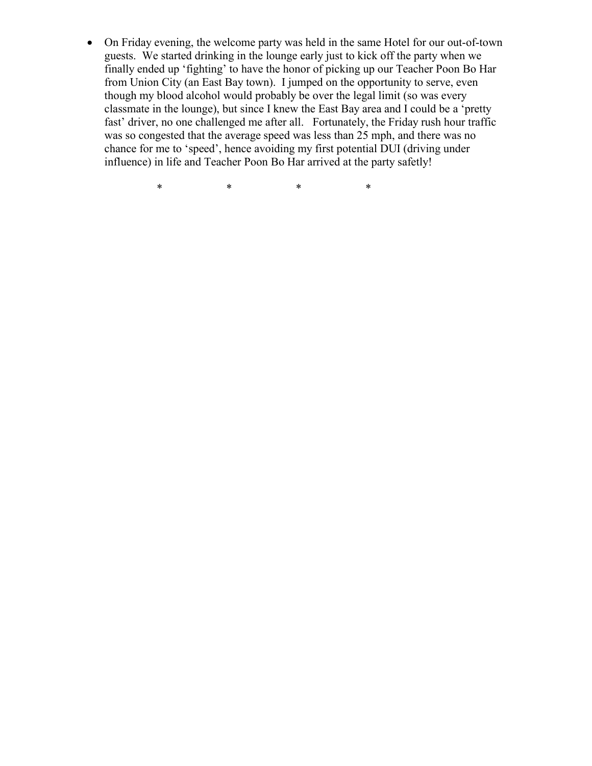- On Friday evening, the welcome party was held in the same Hotel for our out-of-town guests. We started drinking in the lounge early just to kick off the party when we finally ended up 'fighting' to have the honor of picking up our Teacher Poon Bo Har from Union City (an East Bay town). I jumped on the opportunity to serve, even though my blood alcohol would probably be over the legal limit (so was every classmate in the lounge), but since I knew the East Bay area and I could be a 'pretty fast' driver, no one challenged me after all. Fortunately, the Friday rush hour traffic was so congested that the average speed was less than 25 mph, and there was no chance for me to 'speed', hence avoiding my first potential DUI (driving under influence) in life and Teacher Poon Bo Har arrived at the party safetly!

\* \* \* \*